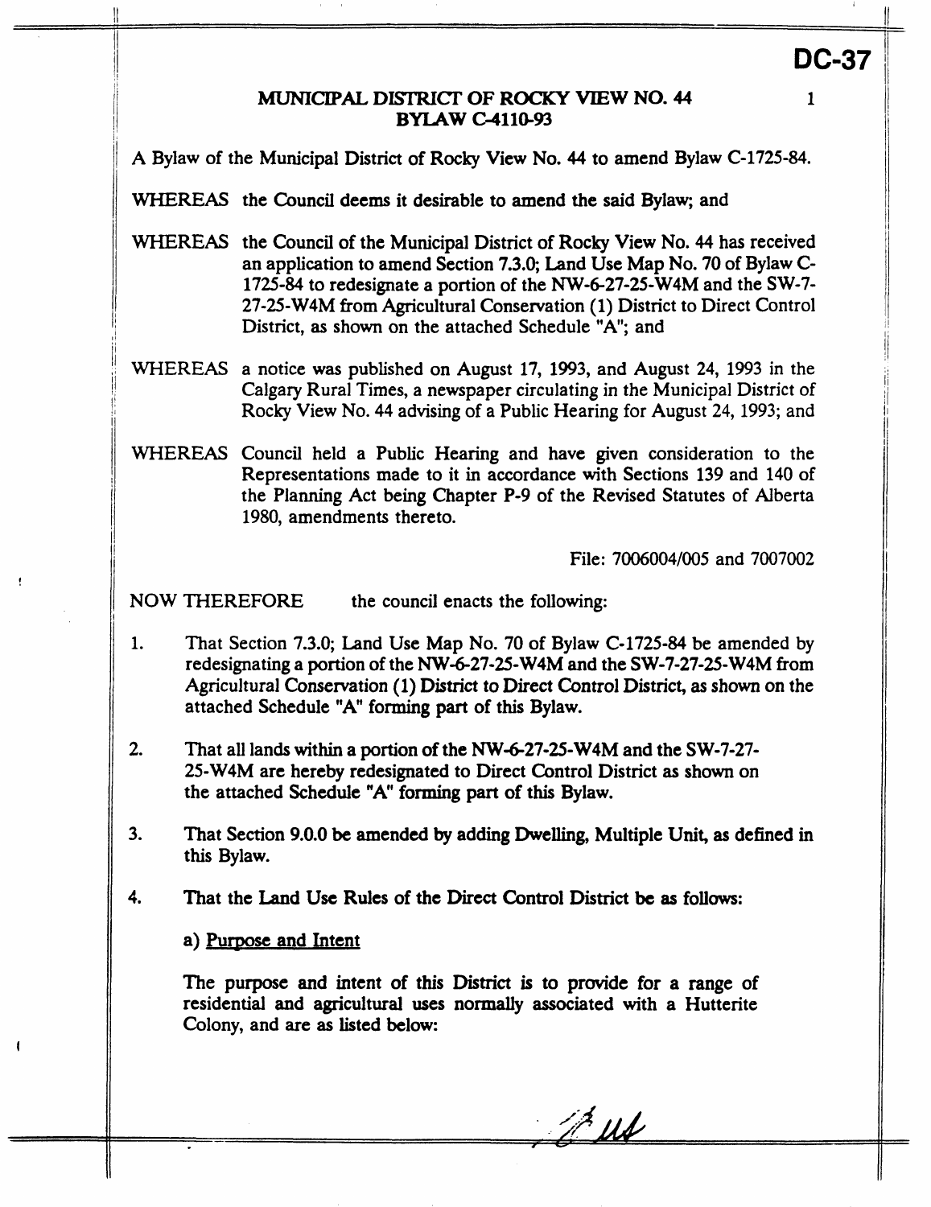**DC-37**

# MUNICIPAL DISTRICT OF ROCKY VIEW NO. 44
## BYLAW C-4110-93

A Bylaw of the Municipal District of Rocky View No. 44 to amend Bylaw C-1725-84.

WHEREAS the Council deems it desirable to amend the said Bylaw; and

WHEREAS the Council of the Municipal District of Rocky View No. 44 has received an application to amend Section 7.3.0; Land Use Map No. 70 of Bylaw C-1725-84 to redesignate a portion of the NW-6-27-25-W4M and the SW-7-27-25-W4M from Agricultural Conservation (1) District to Direct Control District, as shown on the attached Schedule "A"; and

WHEREAS a notice was published on August 17, 1993, and August 24, 1993 in the Calgary Rural Times, a newspaper circulating in the Municipal District of Rocky View No. 44 advising of a Public Hearing for August 24, 1993; and

WHEREAS Council held a Public Hearing and have given consideration to the Representations made to it in accordance with Sections 139 and 140 of the Planning Act being Chapter P-9 of the Revised Statutes of Alberta 1980, amendments thereto.

File: 7006004/005 and 7007002

NOW THEREFORE the council enacts the following:

1. That Section 7.3.0; Land Use Map No. 70 of Bylaw C-1725-84 be amended by redesignating a portion of the NW-6-27-25-W4M and the SW-7-27-25-W4M from Agricultural Conservation (1) District to Direct Control District, as shown on the attached Schedule "A" forming part of this Bylaw.

2. That all lands within a portion of the NW-6-27-25-W4M and the SW-7-27-25-W4M are hereby redesignated to Direct Control District as shown on the attached Schedule "A" forming part of this Bylaw.

3. That Section 9.0.0 be amended by adding Dwelling, Multiple Unit, as defined in this Bylaw.

4. That the Land Use Rules of the Direct Control District be as follows:

   a) Purpose and Intent

   The purpose and intent of this District is to provide for a range of residential and agricultural uses normally associated with a Hutterite Colony, and are as listed below: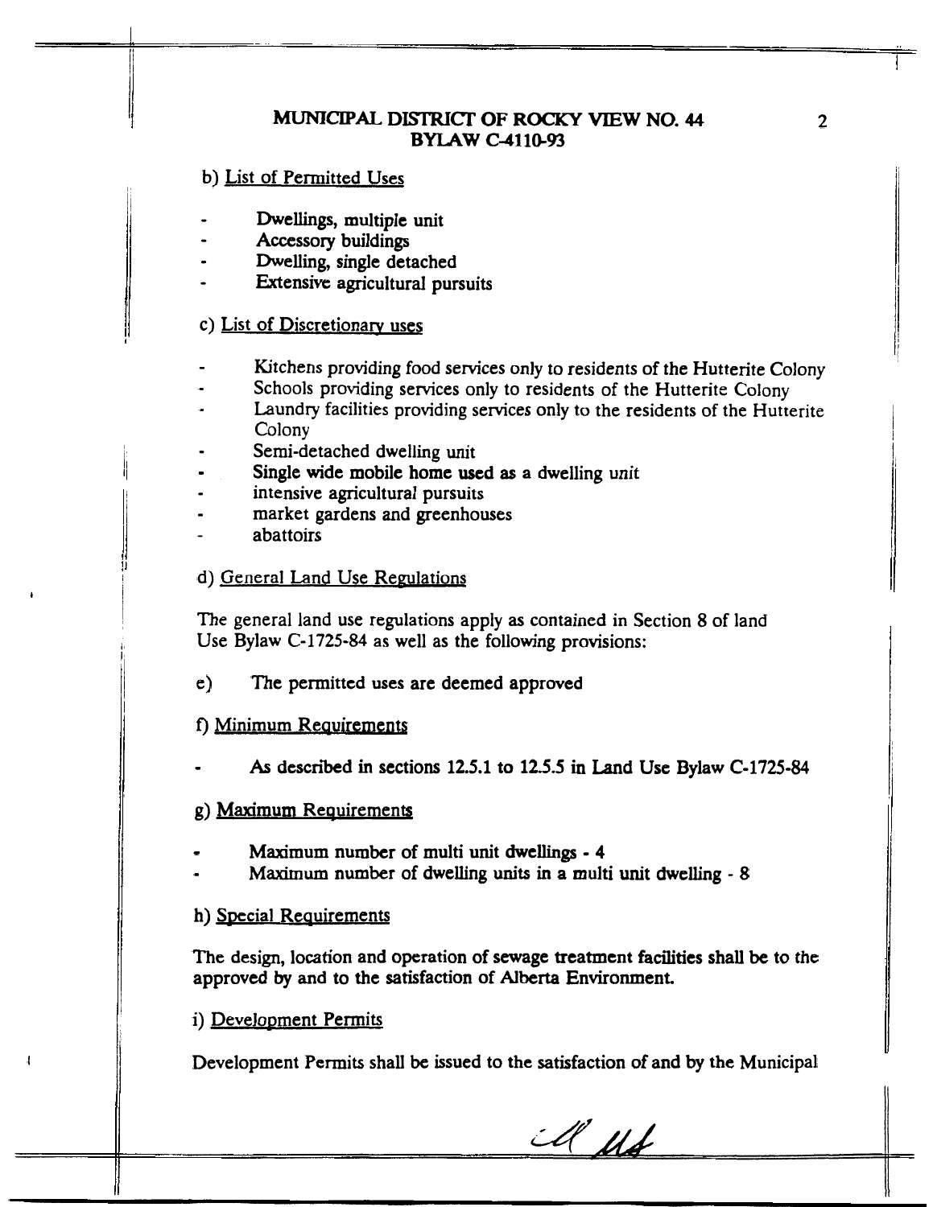b) List of Permitted Uses

- Dwellings, multiple unit
- Accessory buildings
- Dwelling, single detached
- Extensive agricultural pursuits

c) List of Discretionary uses

- Kitchens providing food services only to residents of the Hutterite Colony
- Schools providing services only to residents of the Hutterite Colony
- Laundry facilities providing services only to the residents of the Hutterite Colony
- Semi-detached dwelling unit
- Single wide mobile home used as a dwelling unit
- intensive agricultural pursuits
- market gardens and greenhouses
- abattoirs

d) General Land Use Regulations

The general land use regulations apply as contained in Section 8 of land Use Bylaw C-1725-84 as well as the following provisions:

e) The permitted uses are deemed approved

f) Minimum Requirements

- As described in sections 12.5.1 to 12.5.5 in Land Use Bylaw C-1725-84

g) Maximum Requirements

- Maximum number of multi unit dwellings - 4
- Maximum number of dwelling units in a multi unit dwelling - 8

h) Special Requirements

The design, location and operation of sewage treatment facilities shall be to the approved by and to the satisfaction of Alberta Environment.

i) Development Permits

Development Permits shall be issued to the satisfaction of and by the Municipal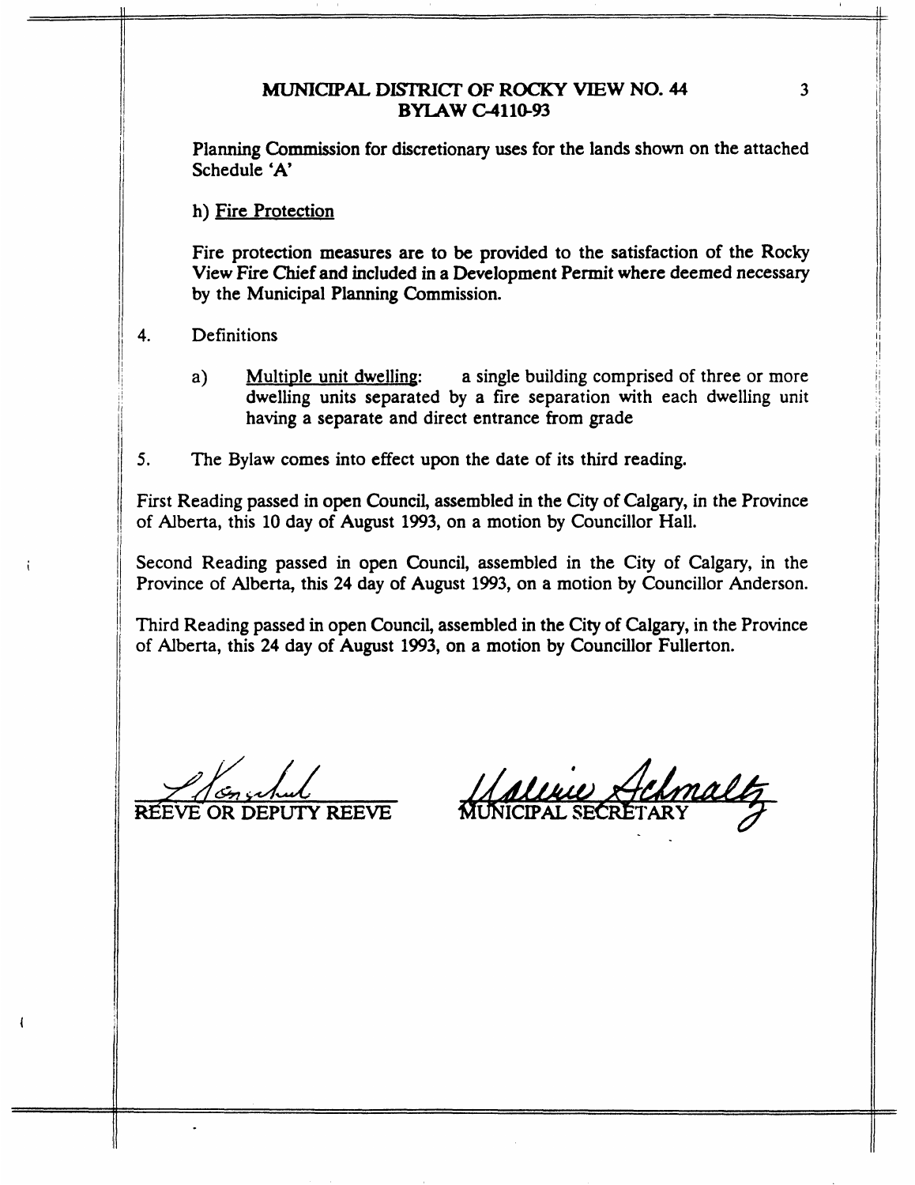Planning Commission for discretionary uses for the lands shown on the attached Schedule 'A'

h) Fire Protection

Fire protection measures are to be provided to the satisfaction of the Rocky View Fire Chief and included in a Development Permit where deemed necessary by the Municipal Planning Commission.

4. Definitions

   a) Multiple unit dwelling: a single building comprised of three or more dwelling units separated by a fire separation with each dwelling unit having a separate and direct entrance from grade

5. The Bylaw comes into effect upon the date of its third reading.

First Reading passed in open Council, assembled in the City of Calgary, in the Province of Alberta, this 10 day of August 1993, on a motion by Councillor Hall.

Second Reading passed in open Council, assembled in the City of Calgary, in the Province of Alberta, this 24 day of August 1993, on a motion by Councillor Anderson.

Third Reading passed in open Council, assembled in the City of Calgary, in the Province of Alberta, this 24 day of August 1993, on a motion by Councillor Fullerton.

REEVE OR DEPUTY REEVE

MUNICIPAL SECRETARY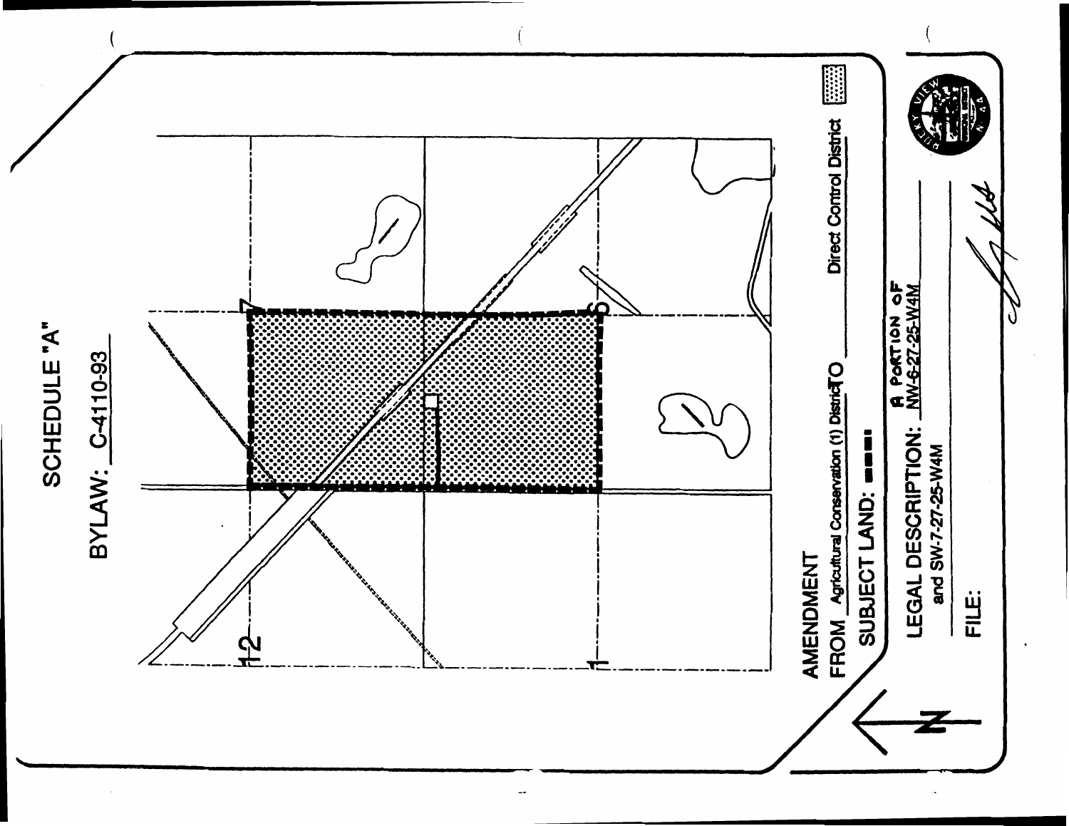# SCHEDULE "A"

BYLAW: C-4110-93

12

7

6

1

AMENDMENT

FROM Agricultural Conservation (1) District TO Direct Control District

SUBJECT LAND:

LEGAL DESCRIPTION: A PORTION OF NW-6-27-25-W4M and SW-7-27-25-W4M

FILE:

N